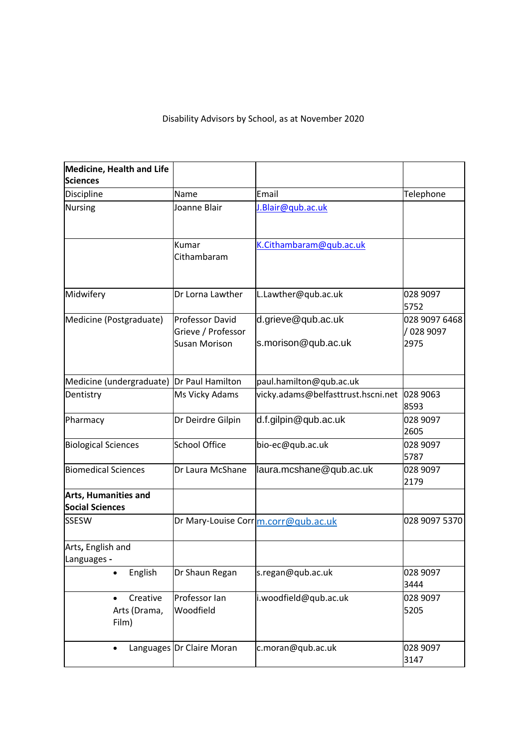Disability Advisors by School, as at November 2020

| **Medicine, Health and Life Sciences** | | | |
|---|---|---|---|
| Discipline | Name | Email | Telephone |
| Nursing | Joanne Blair | J.Blair@qub.ac.uk | |
| | Kumar Cithambaram | K.Cithambaram@qub.ac.uk | |
| Midwifery | Dr Lorna Lawther | L.Lawther@qub.ac.uk | 028 9097 5752 |
| Medicine (Postgraduate) | Professor David Grieve / Professor Susan Morison | d.grieve@qub.ac.uk<br>s.morison@qub.ac.uk | 028 9097 6468 / 028 9097 2975 |
| Medicine (undergraduate) | Dr Paul Hamilton | paul.hamilton@qub.ac.uk | |
| Dentistry | Ms Vicky Adams | vicky.adams@belfasttrust.hscni.net | 028 9063 8593 |
| Pharmacy | Dr Deirdre Gilpin | d.f.gilpin@qub.ac.uk | 028 9097 2605 |
| Biological Sciences | School Office | bio-ec@qub.ac.uk | 028 9097 5787 |
| Biomedical Sciences | Dr Laura McShane | laura.mcshane@qub.ac.uk | 028 9097 2179 |
| **Arts, Humanities and Social Sciences** | | | |
| SSESW | Dr Mary-Louise Corr | m.corr@qub.ac.uk | 028 9097 5370 |
| Arts, English and Languages - | | | |
| • English | Dr Shaun Regan | s.regan@qub.ac.uk | 028 9097 3444 |
| • Creative Arts (Drama, Film) | Professor Ian Woodfield | i.woodfield@qub.ac.uk | 028 9097 5205 |
| • Languages | Dr Claire Moran | c.moran@qub.ac.uk | 028 9097 3147 |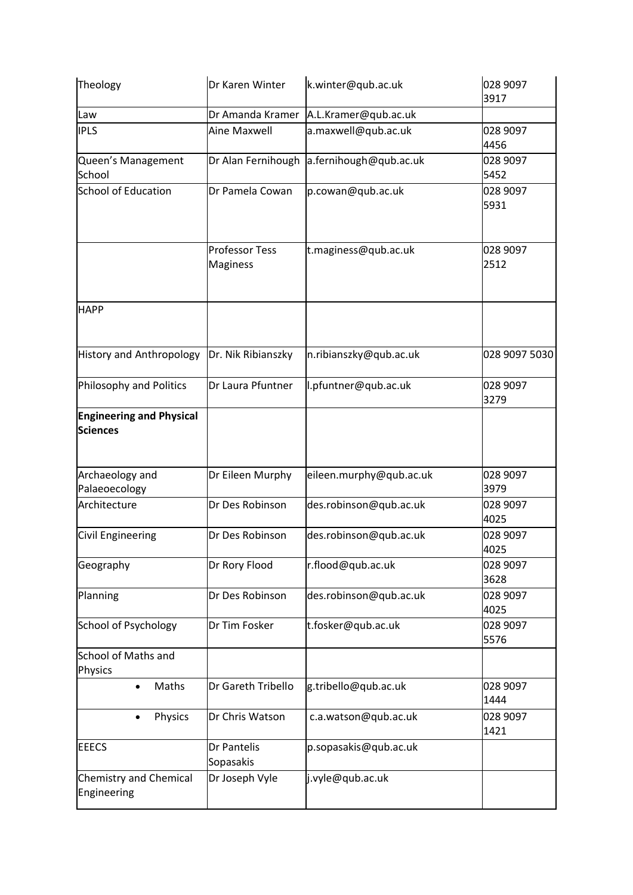| Theology | Dr Karen Winter | k.winter@qub.ac.uk | 028 9097 3917 |
|---|---|---|---|
| Law | Dr Amanda Kramer | A.L.Kramer@qub.ac.uk | |
| IPLS | Aine Maxwell | a.maxwell@qub.ac.uk | 028 9097 4456 |
| Queen's Management School | Dr Alan Fernihough | a.fernihough@qub.ac.uk | 028 9097 5452 |
| School of Education | Dr Pamela Cowan | p.cowan@qub.ac.uk | 028 9097 5931 |
| | Professor Tess Maginess | t.maginess@qub.ac.uk | 028 9097 2512 |
| HAPP | | | |
| History and Anthropology | Dr. Nik Ribianszky | n.ribianszky@qub.ac.uk | 028 9097 5030 |
| Philosophy and Politics | Dr Laura Pfuntner | l.pfuntner@qub.ac.uk | 028 9097 3279 |
| **Engineering and Physical Sciences** | | | |
| Archaeology and Palaeoecology | Dr Eileen Murphy | eileen.murphy@qub.ac.uk | 028 9097 3979 |
| Architecture | Dr Des Robinson | des.robinson@qub.ac.uk | 028 9097 4025 |
| Civil Engineering | Dr Des Robinson | des.robinson@qub.ac.uk | 028 9097 4025 |
| Geography | Dr Rory Flood | r.flood@qub.ac.uk | 028 9097 3628 |
| Planning | Dr Des Robinson | des.robinson@qub.ac.uk | 028 9097 4025 |
| School of Psychology | Dr Tim Fosker | t.fosker@qub.ac.uk | 028 9097 5576 |
| School of Maths and Physics | | | |
| • Maths | Dr Gareth Tribello | g.tribello@qub.ac.uk | 028 9097 1444 |
| • Physics | Dr Chris Watson | c.a.watson@qub.ac.uk | 028 9097 1421 |
| EEECS | Dr Pantelis Sopasakis | p.sopasakis@qub.ac.uk | |
| Chemistry and Chemical Engineering | Dr Joseph Vyle | j.vyle@qub.ac.uk | |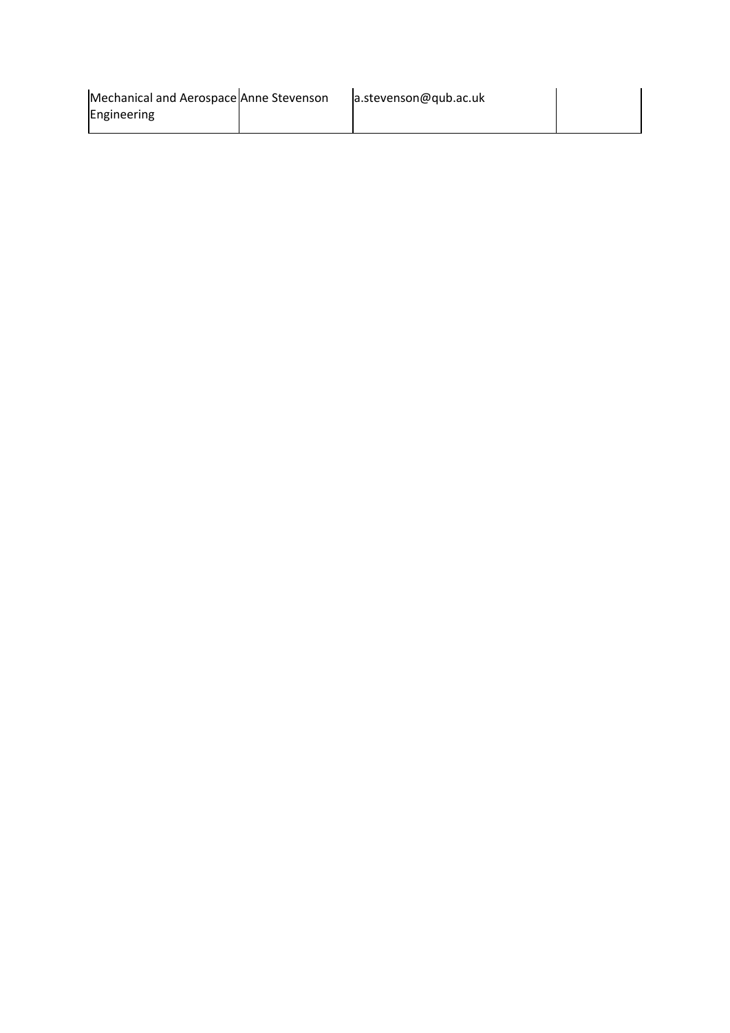| | | | |
|---|---|---|---|
| Mechanical and Aerospace Engineering | Anne Stevenson | a.stevenson@qub.ac.uk | |